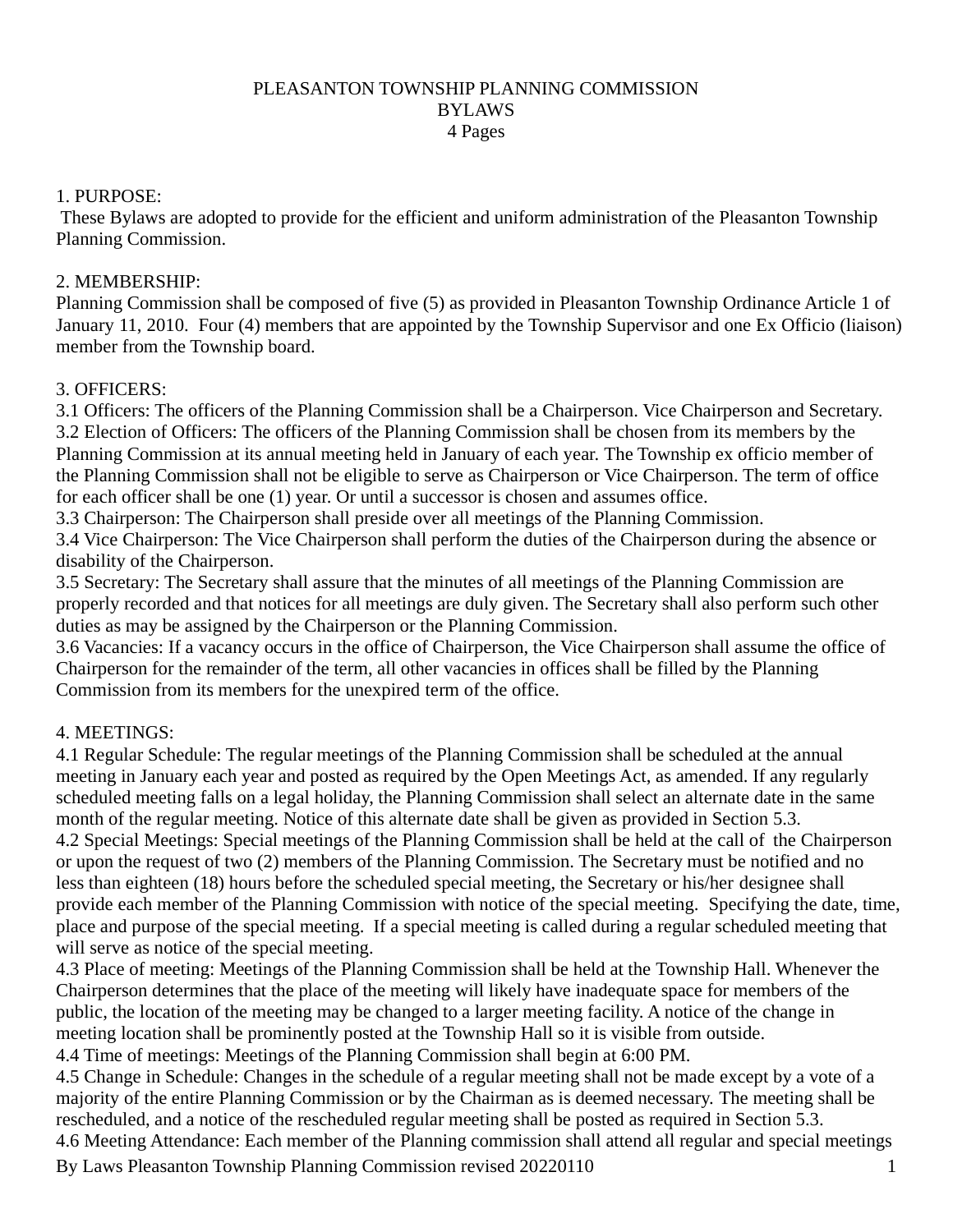# PLEASANTON TOWNSHIP PLANNING COMMISSION
# BYLAWS
4 Pages

## 1. PURPOSE:

These Bylaws are adopted to provide for the efficient and uniform administration of the Pleasanton Township Planning Commission.

## 2. MEMBERSHIP:

Planning Commission shall be composed of five (5) as provided in Pleasanton Township Ordinance Article 1 of January 11, 2010. Four (4) members that are appointed by the Township Supervisor and one Ex Officio (liaison) member from the Township board.

## 3. OFFICERS:

3.1 Officers: The officers of the Planning Commission shall be a Chairperson. Vice Chairperson and Secretary.

3.2 Election of Officers: The officers of the Planning Commission shall be chosen from its members by the Planning Commission at its annual meeting held in January of each year. The Township ex officio member of the Planning Commission shall not be eligible to serve as Chairperson or Vice Chairperson. The term of office for each officer shall be one (1) year. Or until a successor is chosen and assumes office.

3.3 Chairperson: The Chairperson shall preside over all meetings of the Planning Commission.

3.4 Vice Chairperson: The Vice Chairperson shall perform the duties of the Chairperson during the absence or disability of the Chairperson.

3.5 Secretary: The Secretary shall assure that the minutes of all meetings of the Planning Commission are properly recorded and that notices for all meetings are duly given. The Secretary shall also perform such other duties as may be assigned by the Chairperson or the Planning Commission.

3.6 Vacancies: If a vacancy occurs in the office of Chairperson, the Vice Chairperson shall assume the office of Chairperson for the remainder of the term, all other vacancies in offices shall be filled by the Planning Commission from its members for the unexpired term of the office.

## 4. MEETINGS:

4.1 Regular Schedule: The regular meetings of the Planning Commission shall be scheduled at the annual meeting in January each year and posted as required by the Open Meetings Act, as amended. If any regularly scheduled meeting falls on a legal holiday, the Planning Commission shall select an alternate date in the same month of the regular meeting. Notice of this alternate date shall be given as provided in Section 5.3.

4.2 Special Meetings: Special meetings of the Planning Commission shall be held at the call of the Chairperson or upon the request of two (2) members of the Planning Commission. The Secretary must be notified and no less than eighteen (18) hours before the scheduled special meeting, the Secretary or his/her designee shall provide each member of the Planning Commission with notice of the special meeting. Specifying the date, time, place and purpose of the special meeting. If a special meeting is called during a regular scheduled meeting that will serve as notice of the special meeting.

4.3 Place of meeting: Meetings of the Planning Commission shall be held at the Township Hall. Whenever the Chairperson determines that the place of the meeting will likely have inadequate space for members of the public, the location of the meeting may be changed to a larger meeting facility. A notice of the change in meeting location shall be prominently posted at the Township Hall so it is visible from outside.

4.4 Time of meetings: Meetings of the Planning Commission shall begin at 6:00 PM.

4.5 Change in Schedule: Changes in the schedule of a regular meeting shall not be made except by a vote of a majority of the entire Planning Commission or by the Chairman as is deemed necessary. The meeting shall be rescheduled, and a notice of the rescheduled regular meeting shall be posted as required in Section 5.3.

4.6 Meeting Attendance: Each member of the Planning commission shall attend all regular and special meetings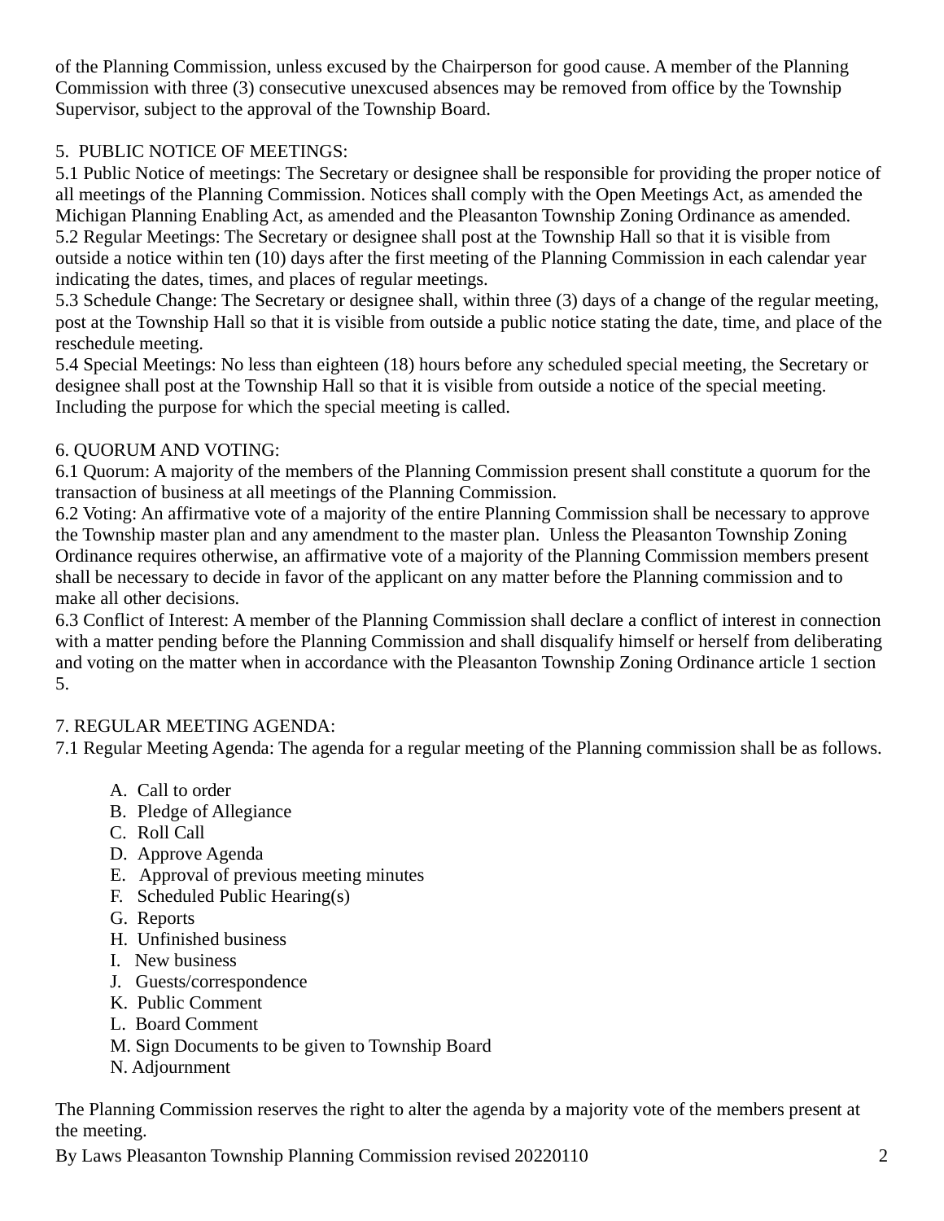of the Planning Commission, unless excused by the Chairperson for good cause. A member of the Planning Commission with three (3) consecutive unexcused absences may be removed from office by the Township Supervisor, subject to the approval of the Township Board.

## 5. PUBLIC NOTICE OF MEETINGS:

5.1 Public Notice of meetings: The Secretary or designee shall be responsible for providing the proper notice of all meetings of the Planning Commission. Notices shall comply with the Open Meetings Act, as amended the Michigan Planning Enabling Act, as amended and the Pleasanton Township Zoning Ordinance as amended.
5.2 Regular Meetings: The Secretary or designee shall post at the Township Hall so that it is visible from outside a notice within ten (10) days after the first meeting of the Planning Commission in each calendar year indicating the dates, times, and places of regular meetings.
5.3 Schedule Change: The Secretary or designee shall, within three (3) days of a change of the regular meeting, post at the Township Hall so that it is visible from outside a public notice stating the date, time, and place of the reschedule meeting.
5.4 Special Meetings: No less than eighteen (18) hours before any scheduled special meeting, the Secretary or designee shall post at the Township Hall so that it is visible from outside a notice of the special meeting. Including the purpose for which the special meeting is called.

## 6. QUORUM AND VOTING:

6.1 Quorum: A majority of the members of the Planning Commission present shall constitute a quorum for the transaction of business at all meetings of the Planning Commission.
6.2 Voting: An affirmative vote of a majority of the entire Planning Commission shall be necessary to approve the Township master plan and any amendment to the master plan. Unless the Pleasanton Township Zoning Ordinance requires otherwise, an affirmative vote of a majority of the Planning Commission members present shall be necessary to decide in favor of the applicant on any matter before the Planning commission and to make all other decisions.
6.3 Conflict of Interest: A member of the Planning Commission shall declare a conflict of interest in connection with a matter pending before the Planning Commission and shall disqualify himself or herself from deliberating and voting on the matter when in accordance with the Pleasanton Township Zoning Ordinance article 1 section 5.

## 7. REGULAR MEETING AGENDA:

7.1 Regular Meeting Agenda: The agenda for a regular meeting of the Planning commission shall be as follows.

A. Call to order
B. Pledge of Allegiance
C. Roll Call
D. Approve Agenda
E. Approval of previous meeting minutes
F. Scheduled Public Hearing(s)
G. Reports
H. Unfinished business
I. New business
J. Guests/correspondence
K. Public Comment
L. Board Comment
M. Sign Documents to be given to Township Board
N. Adjournment

The Planning Commission reserves the right to alter the agenda by a majority vote of the members present at the meeting.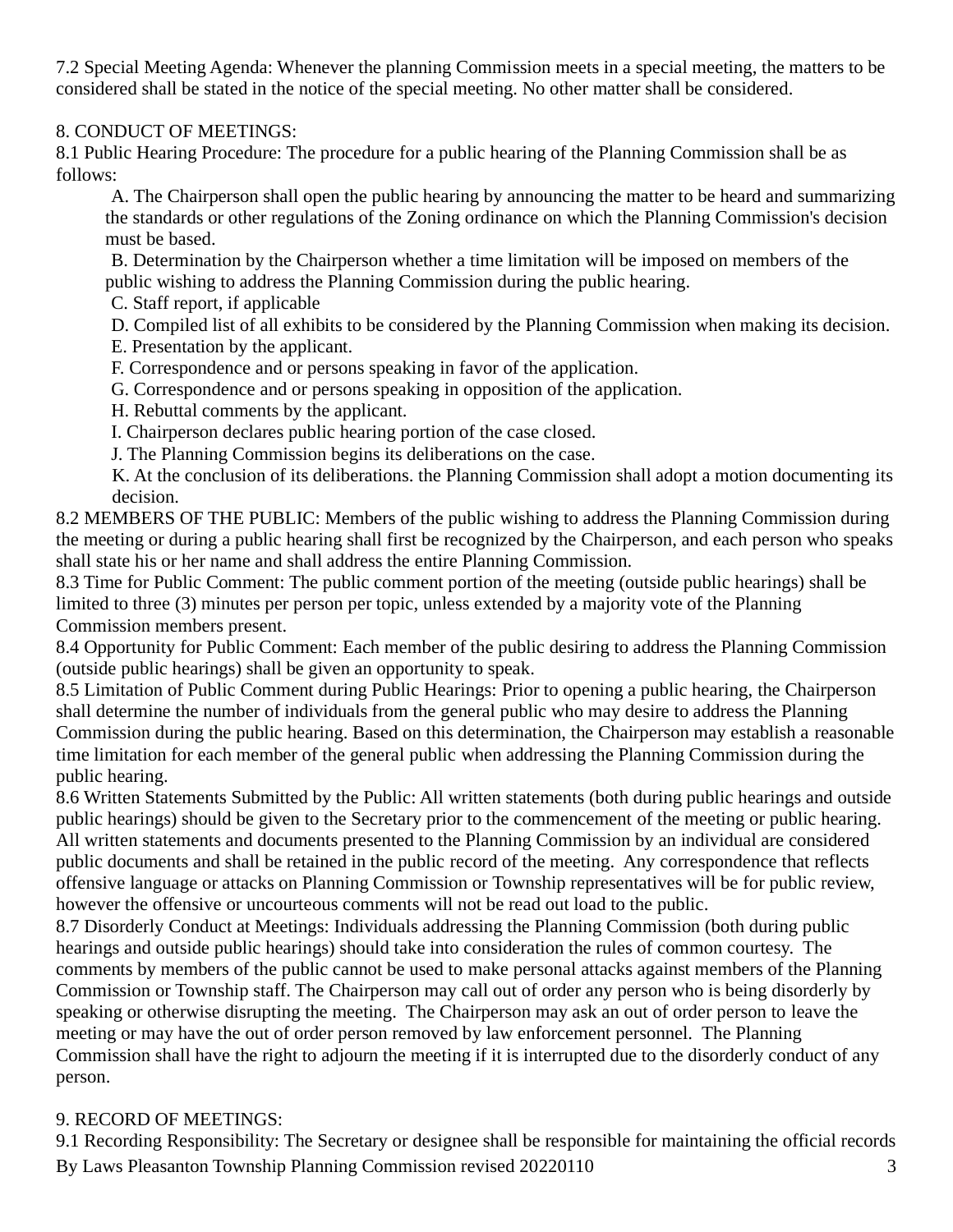7.2 Special Meeting Agenda: Whenever the planning Commission meets in a special meeting, the matters to be considered shall be stated in the notice of the special meeting. No other matter shall be considered.

## 8. CONDUCT OF MEETINGS:

8.1 Public Hearing Procedure: The procedure for a public hearing of the Planning Commission shall be as follows:

A. The Chairperson shall open the public hearing by announcing the matter to be heard and summarizing the standards or other regulations of the Zoning ordinance on which the Planning Commission's decision must be based.

B. Determination by the Chairperson whether a time limitation will be imposed on members of the public wishing to address the Planning Commission during the public hearing.

C. Staff report, if applicable

D. Compiled list of all exhibits to be considered by the Planning Commission when making its decision.

E. Presentation by the applicant.

F. Correspondence and or persons speaking in favor of the application.

G. Correspondence and or persons speaking in opposition of the application.

H. Rebuttal comments by the applicant.

I. Chairperson declares public hearing portion of the case closed.

J. The Planning Commission begins its deliberations on the case.

K. At the conclusion of its deliberations. the Planning Commission shall adopt a motion documenting its decision.

8.2 MEMBERS OF THE PUBLIC: Members of the public wishing to address the Planning Commission during the meeting or during a public hearing shall first be recognized by the Chairperson, and each person who speaks shall state his or her name and shall address the entire Planning Commission.

8.3 Time for Public Comment: The public comment portion of the meeting (outside public hearings) shall be limited to three (3) minutes per person per topic, unless extended by a majority vote of the Planning Commission members present.

8.4 Opportunity for Public Comment: Each member of the public desiring to address the Planning Commission (outside public hearings) shall be given an opportunity to speak.

8.5 Limitation of Public Comment during Public Hearings: Prior to opening a public hearing, the Chairperson shall determine the number of individuals from the general public who may desire to address the Planning Commission during the public hearing. Based on this determination, the Chairperson may establish a reasonable time limitation for each member of the general public when addressing the Planning Commission during the public hearing.

8.6 Written Statements Submitted by the Public: All written statements (both during public hearings and outside public hearings) should be given to the Secretary prior to the commencement of the meeting or public hearing. All written statements and documents presented to the Planning Commission by an individual are considered public documents and shall be retained in the public record of the meeting. Any correspondence that reflects offensive language or attacks on Planning Commission or Township representatives will be for public review, however the offensive or uncourteous comments will not be read out load to the public.

8.7 Disorderly Conduct at Meetings: Individuals addressing the Planning Commission (both during public hearings and outside public hearings) should take into consideration the rules of common courtesy. The comments by members of the public cannot be used to make personal attacks against members of the Planning Commission or Township staff. The Chairperson may call out of order any person who is being disorderly by speaking or otherwise disrupting the meeting. The Chairperson may ask an out of order person to leave the meeting or may have the out of order person removed by law enforcement personnel. The Planning Commission shall have the right to adjourn the meeting if it is interrupted due to the disorderly conduct of any person.

## 9. RECORD OF MEETINGS:

9.1 Recording Responsibility: The Secretary or designee shall be responsible for maintaining the official records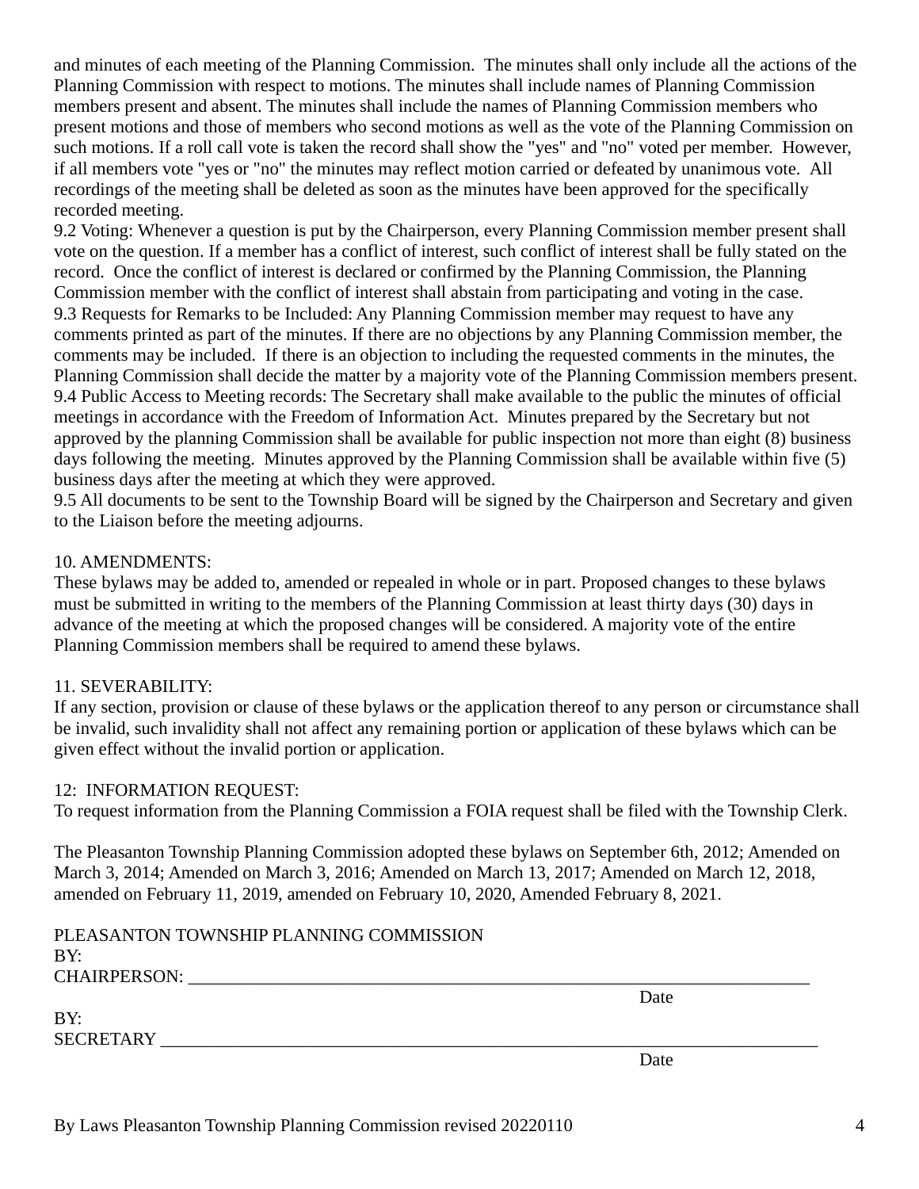and minutes of each meeting of the Planning Commission. The minutes shall only include all the actions of the Planning Commission with respect to motions. The minutes shall include names of Planning Commission members present and absent. The minutes shall include the names of Planning Commission members who present motions and those of members who second motions as well as the vote of the Planning Commission on such motions. If a roll call vote is taken the record shall show the "yes" and "no" voted per member. However, if all members vote "yes or "no" the minutes may reflect motion carried or defeated by unanimous vote. All recordings of the meeting shall be deleted as soon as the minutes have been approved for the specifically recorded meeting.

9.2 Voting: Whenever a question is put by the Chairperson, every Planning Commission member present shall vote on the question. If a member has a conflict of interest, such conflict of interest shall be fully stated on the record. Once the conflict of interest is declared or confirmed by the Planning Commission, the Planning Commission member with the conflict of interest shall abstain from participating and voting in the case.

9.3 Requests for Remarks to be Included: Any Planning Commission member may request to have any comments printed as part of the minutes. If there are no objections by any Planning Commission member, the comments may be included. If there is an objection to including the requested comments in the minutes, the Planning Commission shall decide the matter by a majority vote of the Planning Commission members present.

9.4 Public Access to Meeting records: The Secretary shall make available to the public the minutes of official meetings in accordance with the Freedom of Information Act. Minutes prepared by the Secretary but not approved by the planning Commission shall be available for public inspection not more than eight (8) business days following the meeting. Minutes approved by the Planning Commission shall be available within five (5) business days after the meeting at which they were approved.

9.5 All documents to be sent to the Township Board will be signed by the Chairperson and Secretary and given to the Liaison before the meeting adjourns.

10. AMENDMENTS:

These bylaws may be added to, amended or repealed in whole or in part. Proposed changes to these bylaws must be submitted in writing to the members of the Planning Commission at least thirty days (30) days in advance of the meeting at which the proposed changes will be considered. A majority vote of the entire Planning Commission members shall be required to amend these bylaws.

11. SEVERABILITY:

If any section, provision or clause of these bylaws or the application thereof to any person or circumstance shall be invalid, such invalidity shall not affect any remaining portion or application of these bylaws which can be given effect without the invalid portion or application.

12: INFORMATION REQUEST:

To request information from the Planning Commission a FOIA request shall be filed with the Township Clerk.

The Pleasanton Township Planning Commission adopted these bylaws on September 6th, 2012; Amended on March 3, 2014; Amended on March 3, 2016; Amended on March 13, 2017; Amended on March 12, 2018, amended on February 11, 2019, amended on February 10, 2020, Amended February 8, 2021.

PLEASANTON TOWNSHIP PLANNING COMMISSION

BY:

CHAIRPERSON: ___________________________________________________________________

Date

BY:

SECRETARY _____________________________________________________________________

Date